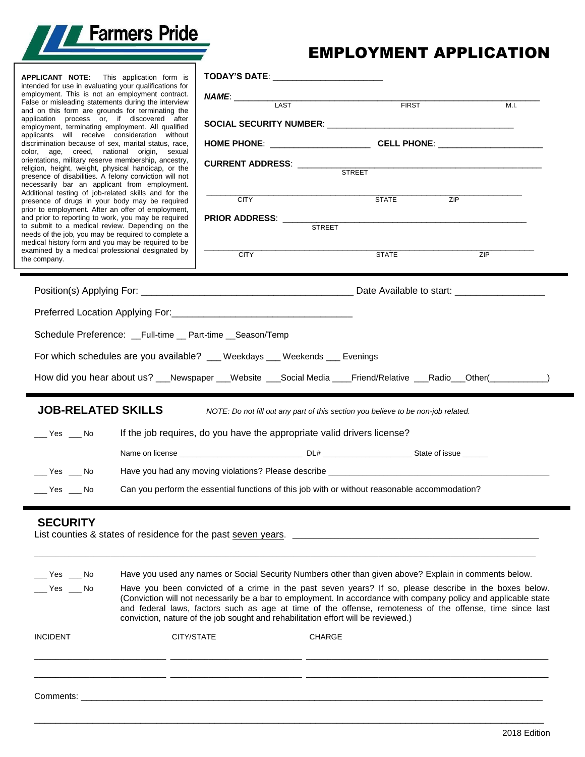**Farmers Pride**

# EMPLOYMENT APPLICATION

**APPLICANT NOTE:** This application form is intended for use in evaluating your qualifications for employment. This is not an employment contract. False or misleading statements during the interview and on this form are grounds for terminating the application process or, if discovered after employment, terminating employment. All qualified applicants will receive consideration without discrimination because of sex, marital status, race, color, age, creed, national origin, sexual orientations, military reserve membership, ancestry, religion, height, weight, physical handicap, or the presence of disabilities. A felony conviction will not necessarily bar an applicant from employment. Additional testing of job-related skills and for the presence of drugs in your body may be required prior to employment. After an offer of employment, and prior to reporting to work, you may be required to submit to a medical review. Depending on the needs of the job, you may be required to complete a medical history form and you may be required to be examined by a medical professional designated by the company.

**TODAY'S DATE**: ______________________

***NAME***: ______________________ (LAST) ______________________ (FIRST) ______ (M.I.)

**SOCIAL SECURITY NUMBER**: ______________________________________

**HOME PHONE**: ____________________ **CELL PHONE**: ______________________

**CURRENT ADDRESS**: ______________________________________ (STREET)

______________________ (CITY) ____________ (STATE) ________ (ZIP)

**PRIOR ADDRESS**: ______________________________________ (STREET)

______________________ (CITY) ____________ (STATE) ________ (ZIP)

---

Position(s) Applying For: ________________________________________ Date Available to start: _________________

Preferred Location Applying For: ___________________________________

Schedule Preference: __Full-time __ Part-time __Season/Temp

For which schedules are you available? ___ Weekdays ___ Weekends ___ Evenings

How did you hear about us? ___Newspaper ___Website ___Social Media ____Friend/Relative ___Radio___Other(___________)

---

## JOB-RELATED SKILLS

*NOTE: Do not fill out any part of this section you believe to be non-job related.*

___ Yes ___ No If the job requires, do you have the appropriate valid drivers license?

Name on license ____________________________ DL# ____________________ State of issue ______

___ Yes ___ No Have you had any moving violations? Please describe ______________________________________________

___ Yes ___ No Can you perform the essential functions of this job with or without reasonable accommodation?

---

## SECURITY

List counties & states of residence for the past seven years. ________________________________________________

_____________________________________________________________________________________________________

___ Yes ___ No Have you used any names or Social Security Numbers other than given above? Explain in comments below.

___ Yes ___ No Have you been convicted of a crime in the past seven years? If so, please describe in the boxes below. (Conviction will not necessarily be a bar to employment. In accordance with company policy and applicable state and federal laws, factors such as age at time of the offense, remoteness of the offense, time since last conviction, nature of the job sought and rehabilitation effort will be reviewed.)

| INCIDENT | CITY/STATE | CHARGE |
|---|---|---|
| ___________________________ | ___________________________ | ________________________________________________ |
| ___________________________ | ___________________________ | ________________________________________________ |

Comments: ___________________________________________________________________________________________________

_____________________________________________________________________________________________________________

2018 Edition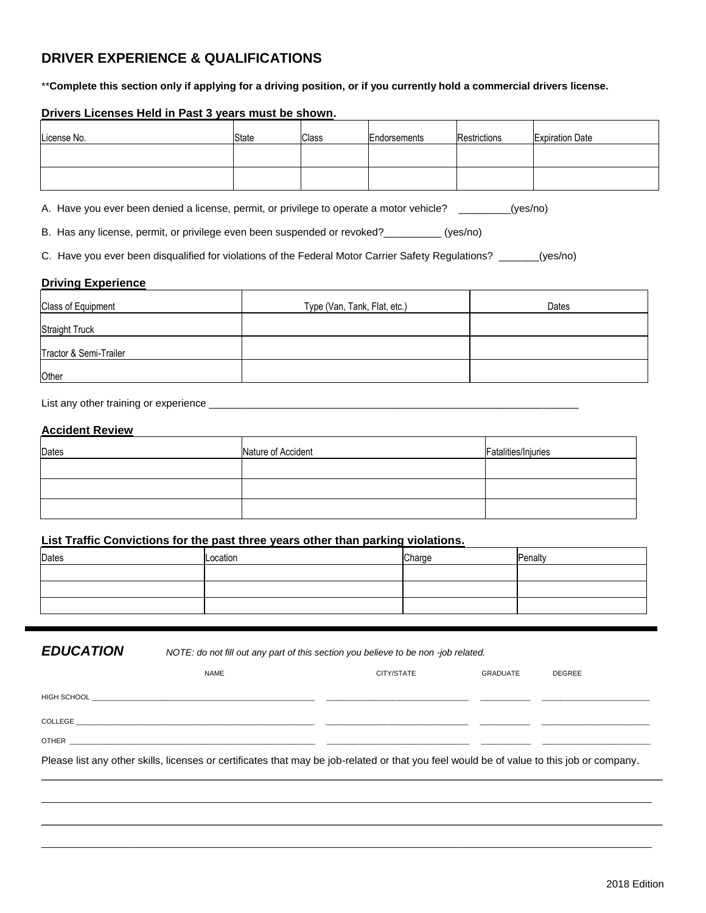## DRIVER EXPERIENCE & QUALIFICATIONS

****Complete this section only if applying for a driving position, or if you currently hold a commercial drivers license.**

**Drivers Licenses Held in Past 3 years must be shown.**

| License No. | State | Class | Endorsements | Restrictions | Expiration Date |
|---|---|---|---|---|---|
| | | | | | |
| | | | | | |

A. Have you ever been denied a license, permit, or privilege to operate a motor vehicle? _________(yes/no)

B. Has any license, permit, or privilege even been suspended or revoked?__________ (yes/no)

C. Have you ever been disqualified for violations of the Federal Motor Carrier Safety Regulations? _______(yes/no)

**Driving Experience**

| Class of Equipment | Type (Van, Tank, Flat, etc.) | Dates |
|---|---|---|
| Straight Truck | | |
| Tractor & Semi-Trailer | | |
| Other | | |

List any other training or experience ___________________________________________________________________

**Accident Review**

| Dates | Nature of Accident | Fatalities/Injuries |
|---|---|---|
| | | |
| | | |
| | | |

**List Traffic Convictions for the past three years other than parking violations.**

| Dates | Location | Charge | Penalty |
|---|---|---|---|
| | | | |
| | | | |
| | | | |

## *EDUCATION*

*NOTE: do not fill out any part of this section you believe to be non -job related.*

| | NAME | CITY/STATE | GRADUATE | DEGREE |
|---|---|---|---|---|
| HIGH SCHOOL | | | | |
| COLLEGE | | | | |
| OTHER | | | | |

Please list any other skills, licenses or certificates that may be job-related or that you feel would be of value to this job or company.

________________________________________________________________________________

________________________________________________________________________________

________________________________________________________________________________

________________________________________________________________________________

2018 Edition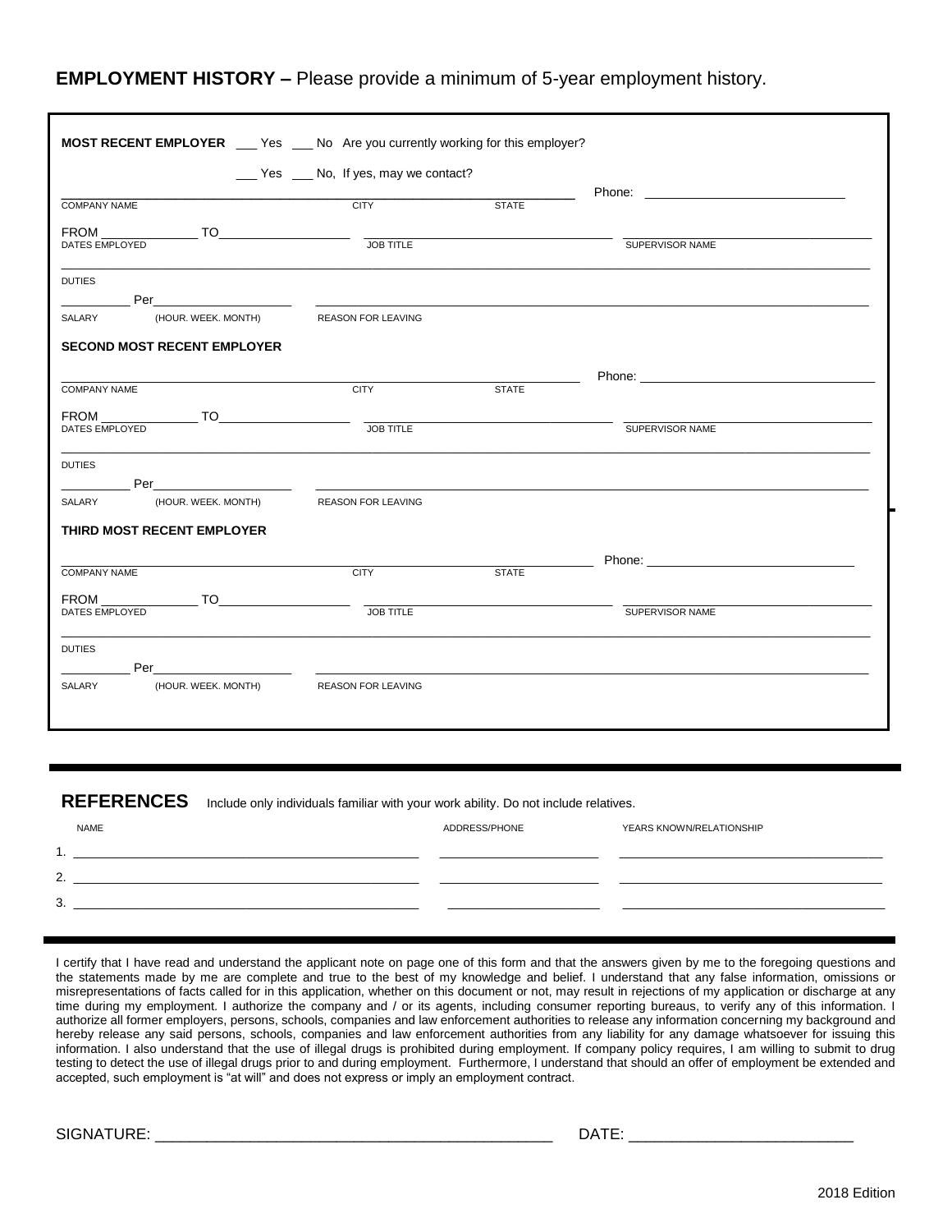## **EMPLOYMENT HISTORY –** Please provide a minimum of 5-year employment history.

**MOST RECENT EMPLOYER** ___ Yes ___ No Are you currently working for this employer?

___ Yes ___ No, If yes, may we contact?

COMPANY NAME ______ CITY ______ STATE ______ Phone: ______

FROM ______ TO ______
DATES EMPLOYED ______ JOB TITLE ______ SUPERVISOR NAME ______

DUTIES ______

______ Per ______
SALARY (HOUR. WEEK. MONTH) ______ REASON FOR LEAVING ______

**SECOND MOST RECENT EMPLOYER**

COMPANY NAME ______ CITY ______ STATE ______ Phone: ______

FROM ______ TO ______
DATES EMPLOYED ______ JOB TITLE ______ SUPERVISOR NAME ______

DUTIES ______

______ Per ______
SALARY (HOUR. WEEK. MONTH) ______ REASON FOR LEAVING ______

**THIRD MOST RECENT EMPLOYER**

COMPANY NAME ______ CITY ______ STATE ______ Phone: ______

FROM ______ TO ______
DATES EMPLOYED ______ JOB TITLE ______ SUPERVISOR NAME ______

DUTIES ______

______ Per ______
SALARY (HOUR. WEEK. MONTH) ______ REASON FOR LEAVING ______

---

## **REFERENCES** Include only individuals familiar with your work ability. Do not include relatives.

| | NAME | ADDRESS/PHONE | YEARS KNOWN/RELATIONSHIP |
|---|---|---|---|
| 1. | | | |
| 2. | | | |
| 3. | | | |

---

I certify that I have read and understand the applicant note on page one of this form and that the answers given by me to the foregoing questions and the statements made by me are complete and true to the best of my knowledge and belief. I understand that any false information, omissions or misrepresentations of facts called for in this application, whether on this document or not, may result in rejections of my application or discharge at any time during my employment. I authorize the company and / or its agents, including consumer reporting bureaus, to verify any of this information. I authorize all former employers, persons, schools, companies and law enforcement authorities to release any information concerning my background and hereby release any said persons, schools, companies and law enforcement authorities from any liability for any damage whatsoever for issuing this information. I also understand that the use of illegal drugs is prohibited during employment. If company policy requires, I am willing to submit to drug testing to detect the use of illegal drugs prior to and during employment. Furthermore, I understand that should an offer of employment be extended and accepted, such employment is "at will" and does not express or imply an employment contract.

SIGNATURE: ______________________________ DATE: ______________________

2018 Edition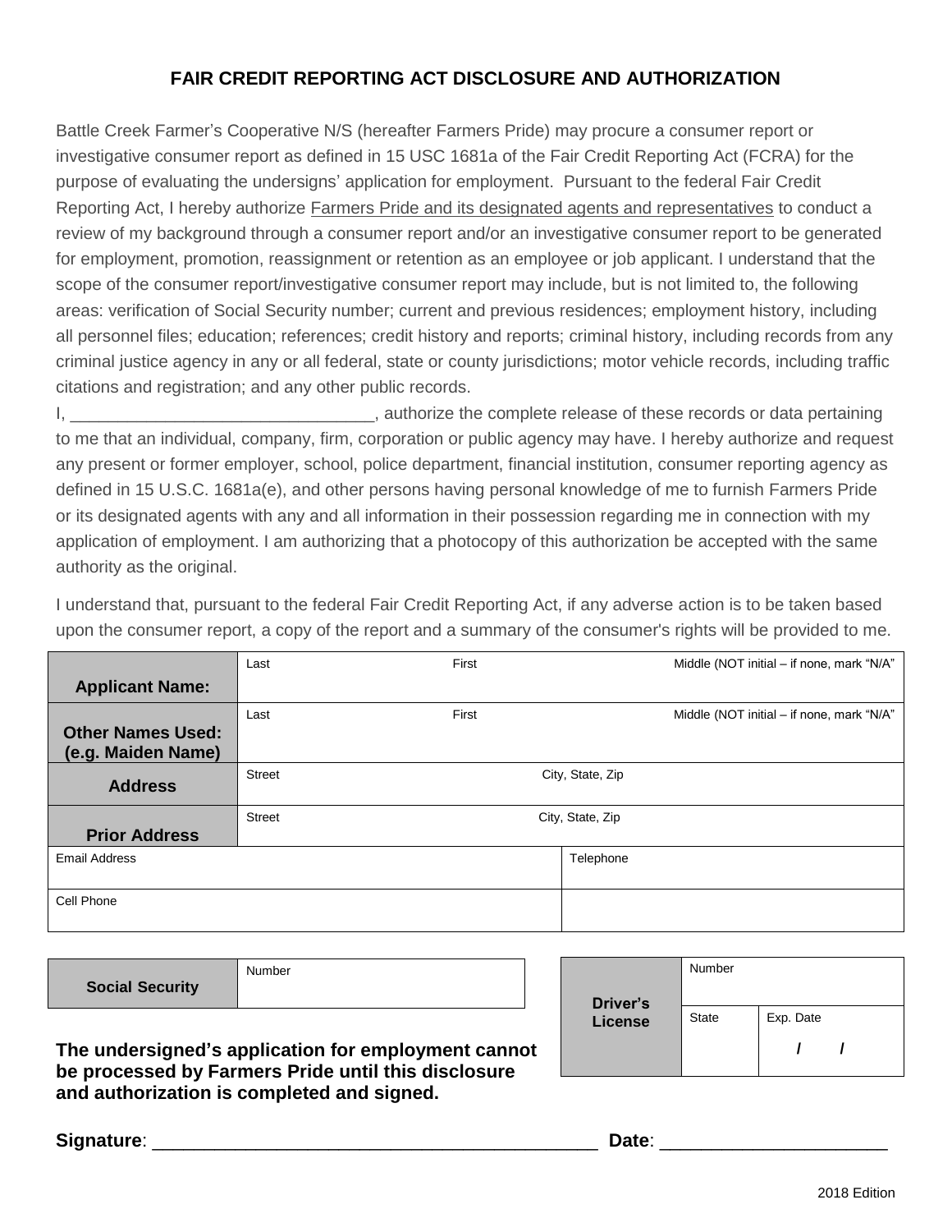# FAIR CREDIT REPORTING ACT DISCLOSURE AND AUTHORIZATION

Battle Creek Farmer's Cooperative N/S (hereafter Farmers Pride) may procure a consumer report or investigative consumer report as defined in 15 USC 1681a of the Fair Credit Reporting Act (FCRA) for the purpose of evaluating the undersigns' application for employment. Pursuant to the federal Fair Credit Reporting Act, I hereby authorize Farmers Pride and its designated agents and representatives to conduct a review of my background through a consumer report and/or an investigative consumer report to be generated for employment, promotion, reassignment or retention as an employee or job applicant. I understand that the scope of the consumer report/investigative consumer report may include, but is not limited to, the following areas: verification of Social Security number; current and previous residences; employment history, including all personnel files; education; references; credit history and reports; criminal history, including records from any criminal justice agency in any or all federal, state or county jurisdictions; motor vehicle records, including traffic citations and registration; and any other public records.

I, _______________________________, authorize the complete release of these records or data pertaining to me that an individual, company, firm, corporation or public agency may have. I hereby authorize and request any present or former employer, school, police department, financial institution, consumer reporting agency as defined in 15 U.S.C. 1681a(e), and other persons having personal knowledge of me to furnish Farmers Pride or its designated agents with any and all information in their possession regarding me in connection with my application of employment. I am authorizing that a photocopy of this authorization be accepted with the same authority as the original.

I understand that, pursuant to the federal Fair Credit Reporting Act, if any adverse action is to be taken based upon the consumer report, a copy of the report and a summary of the consumer's rights will be provided to me.

| | | | |
|---|---|---|---|
| **Applicant Name:** | Last | First | Middle (NOT initial – if none, mark "N/A" |
| **Other Names Used: (e.g. Maiden Name)** | Last | First | Middle (NOT initial – if none, mark "N/A" |
| **Address** | Street | City, State, Zip | |
| **Prior Address** | Street | City, State, Zip | |
| Email Address | | Telephone | |
| Cell Phone | | | |

| | | | |
|---|---|---|---|
| **Social Security** | Number | | |
| **Driver's License** | Number | | |
| | State | Exp. Date / / | |

**The undersigned's application for employment cannot be processed by Farmers Pride until this disclosure and authorization is completed and signed.**

**Signature**: _________________________________________ **Date**: _____________________

2018 Edition